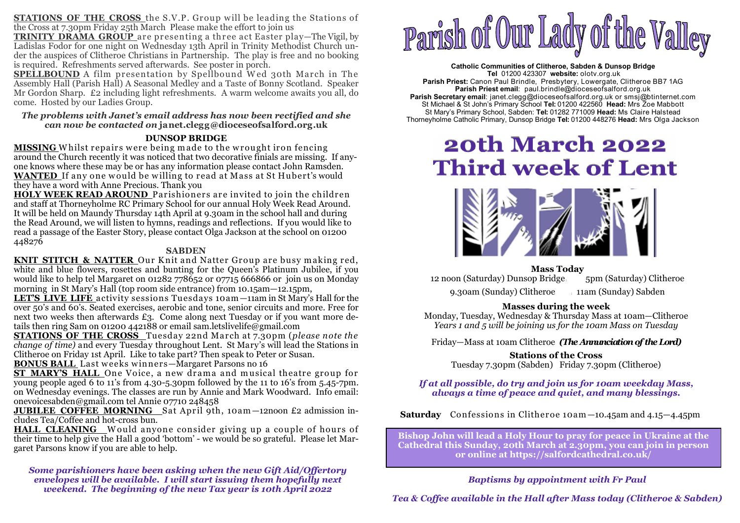**STATIONS OF THE CROSS** the S.V.P. Group will be leading the Stations of the Cross at 7.30pm Friday 25th March Please make the effort to join us

**TRINITY DRAMA GROUP** are presenting a three act Easter play—The Vigil, by Ladislas Fodor for one night on Wednesday 13th April in Trinity Methodist Church under the auspices of Clitheroe Christians in Partnership. The play is free and no booking is required. Refreshments served afterwards. See poster in porch.

**SPELLBOUND** A film presentation by Spellbound Wed 30th March in The Assembly Hall (Parish Hall) A Seasonal Medley and a Taste of Bonny Scotland. Speaker Mr Gordon Sharp. £2 including light refreshments. A warm welcome awaits you all, do come. Hosted by our Ladies Group.

***The problems with Janet's email address has now been rectified and she can now be contacted on* janet.clegg@dioceseofsalford.org.uk**

### DUNSOP BRIDGE

**MISSING** Whilst repairs were being made to the wrought iron fencing around the Church recently it was noticed that two decorative finials are missing. If anyone knows where these may be or has any information please contact John Ramsden.

**WANTED** If any one would be willing to read at Mass at St Hubert's would they have a word with Anne Precious. Thank you

**HOLY WEEK READ AROUND** Parishioners are invited to join the children and staff at Thorneyholme RC Primary School for our annual Holy Week Read Around. It will be held on Maundy Thursday 14th April at 9.30am in the school hall and during the Read Around, we will listen to hymns, readings and reflections. If you would like to read a passage of the Easter Story, please contact Olga Jackson at the school on 01200 448276

### SABDEN

**KNIT STITCH & NATTER** Our Knit and Natter Group are busy making red, white and blue flowers, rosettes and bunting for the Queen's Platinum Jubilee, if you would like to help tel Margaret on 01282 778652 or 07715 666866 or join us on Monday morning in St Mary's Hall (top room side entrance) from 10.15am—12.15pm,

**LET'S LIVE LIFE** activity sessions Tuesdays 10am—11am in St Mary's Hall for the over 50's and 60's. Seated exercises, aerobic and tone, senior circuits and more. Free for next two weeks then afterwards £3. Come along next Tuesday or if you want more details then ring Sam on 01200 442188 or email sam.letslivelife@gmail.com

**STATIONS OF THE CROSS** Tuesday 22nd March at 7.30pm (*please note the change of time)* and every Tuesday throughout Lent. St Mary's will lead the Stations in Clitheroe on Friday 1st April. Like to take part? Then speak to Peter or Susan.

**BONUS BALL** Last weeks winners—Margaret Parsons no 16

**ST MARY'S HALL** One Voice, a new drama and musical theatre group for young people aged 6 to 11's from 4.30-5.30pm followed by the 11 to 16's from 5.45-7pm. on Wednesday evenings. The classes are run by Annie and Mark Woodward. Info email: onevoicesabden@gmail.com tel Annie 07710 248458

**JUBILEE COFFEE MORNING** Sat April 9th, 10am—12noon £2 admission includes Tea/Coffee and hot-cross bun.

**HALL CLEANING** Would anyone consider giving up a couple of hours of their time to help give the Hall a good 'bottom' - we would be so grateful. Please let Margaret Parsons know if you are able to help.

***Some parishioners have been asking when the new Gift Aid/Offertory envelopes will be available. I will start issuing them hopefully next weekend. The beginning of the new Tax year is 10th April 2022***

# Parish of Our Lady of the Valley

**Catholic Communities of Clitheroe, Sabden & Dunsop Bridge**
**Tel** 01200 423307 **website:** olotv.org.uk
**Parish Priest:** Canon Paul Brindle, Presbytery, Lowergate, Clitheroe BB7 1AG
**Parish Priest email**: paul.brindle@dioceseofsalford.org.uk
**Parish Secretary email**: janet.clegg@dioceseofsalford.org.uk or smsj@btinternet.com
St Michael & St John's Primary School **Tel:** 01200 422560 **Head:** Mrs Zoe Mabbott
St Mary's Primary School, Sabden: **Tel:** 01282 771009 **Head:** Ms Claire Halstead
Thorneyholme Catholic Primary, Dunsop Bridge **Tel:** 01200 448276 **Head:** Mrs Olga Jackson

# 20th March 2022
# Third week of Lent

**Mass Today**

12 noon (Saturday) Dunsop Bridge 5pm (Saturday) Clitheroe

9.30am (Sunday) Clitheroe 11am (Sunday) Sabden

**Masses during the week**

Monday, Tuesday, Wednesday & Thursday Mass at 10am—Clitheroe
*Years 1 and 5 will be joining us for the 10am Mass on Tuesday*

Friday—Mass at 10am Clitheroe ***(The Annunciation of the Lord)***

**Stations of the Cross**
Tuesday 7.30pm (Sabden) Friday 7.30pm (Clitheroe)

***If at all possible, do try and join us for 10am weekday Mass, always a time of peace and quiet, and many blessings.***

**Saturday** Confessions in Clitheroe 10am—10.45am and 4.15—4.45pm

**Bishop John will lead a Holy Hour to pray for peace in Ukraine at the Cathedral this Sunday, 20th March at 2.30pm, you can join in person or online at https://salfordcathedral.co.uk/**

***Baptisms by appointment with Fr Paul***

***Tea & Coffee available in the Hall after Mass today (Clitheroe & Sabden)***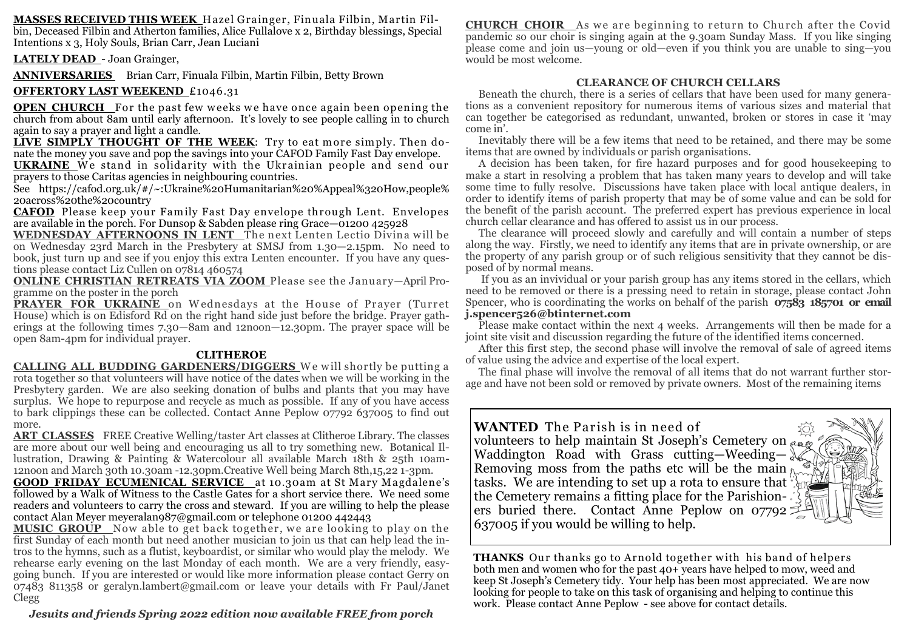**MASSES RECEIVED THIS WEEK** Hazel Grainger, Finuala Filbin, Martin Filbin, Deceased Filbin and Atherton families, Alice Fullalove x 2, Birthday blessings, Special Intentions x 3, Holy Souls, Brian Carr, Jean Luciani

**LATELY DEAD** - Joan Grainger,

**ANNIVERSARIES** Brian Carr, Finuala Filbin, Martin Filbin, Betty Brown

**OFFERTORY LAST WEEKEND** £1046.31

**OPEN CHURCH** For the past few weeks we have once again been opening the church from about 8am until early afternoon. It's lovely to see people calling in to church again to say a prayer and light a candle.

**LIVE SIMPLY THOUGHT OF THE WEEK**: Try to eat more simply. Then donate the money you save and pop the savings into your CAFOD Family Fast Day envelope.

**UKRAINE** We stand in solidarity with the Ukrainian people and send our prayers to those Caritas agencies in neighbouring countries.

See https://cafod.org.uk/#/~:Ukraine%20Humanitarian%20%Appeal%320How,people%20across%20the%20country

**CAFOD** Please keep your Family Fast Day envelope through Lent. Envelopes are available in the porch. For Dunsop & Sabden please ring Grace—01200 425928

**WEDNESDAY AFTERNOONS IN LENT** The next Lenten Lectio Divina will be on Wednesday 23rd March in the Presbytery at SMSJ from 1.30—2.15pm. No need to book, just turn up and see if you enjoy this extra Lenten encounter. If you have any questions please contact Liz Cullen on 07814 460574

**ONLINE CHRISTIAN RETREATS VIA ZOOM** Please see the January—April Programme on the poster in the porch

**PRAYER FOR UKRAINE** on Wednesdays at the House of Prayer (Turret House) which is on Edisford Rd on the right hand side just before the bridge. Prayer gatherings at the following times 7.30—8am and 12noon—12.30pm. The prayer space will be open 8am-4pm for individual prayer.

## CLITHEROE

**CALLING ALL BUDDING GARDENERS/DIGGERS** We will shortly be putting a rota together so that volunteers will have notice of the dates when we will be working in the Presbytery garden. We are also seeking donation of bulbs and plants that you may have surplus. We hope to repurpose and recycle as much as possible. If any of you have access to bark clippings these can be collected. Contact Anne Peplow 07792 637005 to find out more.

**ART CLASSES** FREE Creative Welling/taster Art classes at Clitheroe Library. The classes are more about our well being and encouraging us all to try something new. Botanical Illustration, Drawing & Painting & Watercolour all available March 18th & 25th 10am-12noon and March 30th 10.30am -12.30pm.Creative Well being March 8th,15,22 1-3pm.

**GOOD FRIDAY ECUMENICAL SERVICE** at 10.30am at St Mary Magdalene's followed by a Walk of Witness to the Castle Gates for a short service there. We need some readers and volunteers to carry the cross and steward. If you are willing to help the please contact Alan Meyer meyeralan987@gmail.com or telephone 01200 442443

**MUSIC GROUP** Now able to get back together, we are looking to play on the first Sunday of each month but need another musician to join us that can help lead the intros to the hymns, such as a flutist, keyboardist, or similar who would play the melody. We rehearse early evening on the last Monday of each month. We are a very friendly, easy-going bunch. If you are interested or would like more information please contact Gerry on 07483 811358 or geralyn.lambert@gmail.com or leave your details with Fr Paul/Janet Clegg

***Jesuits and friends Spring 2022 edition now available FREE from porch***

**CHURCH CHOIR** As we are beginning to return to Church after the Covid pandemic so our choir is singing again at the 9.30am Sunday Mass. If you like singing please come and join us—young or old—even if you think you are unable to sing—you would be most welcome.

## CLEARANCE OF CHURCH CELLARS

Beneath the church, there is a series of cellars that have been used for many generations as a convenient repository for numerous items of various sizes and material that can together be categorised as redundant, unwanted, broken or stores in case it 'may come in'.

Inevitably there will be a few items that need to be retained, and there may be some items that are owned by individuals or parish organisations.

A decision has been taken, for fire hazard purposes and for good housekeeping to make a start in resolving a problem that has taken many years to develop and will take some time to fully resolve. Discussions have taken place with local antique dealers, in order to identify items of parish property that may be of some value and can be sold for the benefit of the parish account. The preferred expert has previous experience in local church cellar clearance and has offered to assist us in our process.

The clearance will proceed slowly and carefully and will contain a number of steps along the way. Firstly, we need to identify any items that are in private ownership, or are the property of any parish group or of such religious sensitivity that they cannot be disposed of by normal means.

If you as an invividual or your parish group has any items stored in the cellars, which need to be removed or there is a pressing need to retain in storage, please contact John Spencer, who is coordinating the works on behalf of the parish **07583 185701 or email j.spencer526@btinternet.com**

Please make contact within the next 4 weeks. Arrangements will then be made for a joint site visit and discussion regarding the future of the identified items concerned.

After this first step, the second phase will involve the removal of sale of agreed items of value using the advice and expertise of the local expert.

The final phase will involve the removal of all items that do not warrant further storage and have not been sold or removed by private owners. Most of the remaining items

**WANTED** The Parish is in need of volunteers to help maintain St Joseph's Cemetery on Waddington Road with Grass cutting—Weeding—Removing moss from the paths etc will be the main tasks. We are intending to set up a rota to ensure that the Cemetery remains a fitting place for the Parishioners buried there. Contact Anne Peplow on 07792 637005 if you would be willing to help.

**THANKS** Our thanks go to Arnold together with his band of helpers both men and women who for the past 40+ years have helped to mow, weed and keep St Joseph's Cemetery tidy. Your help has been most appreciated. We are now looking for people to take on this task of organising and helping to continue this work. Please contact Anne Peplow - see above for contact details.